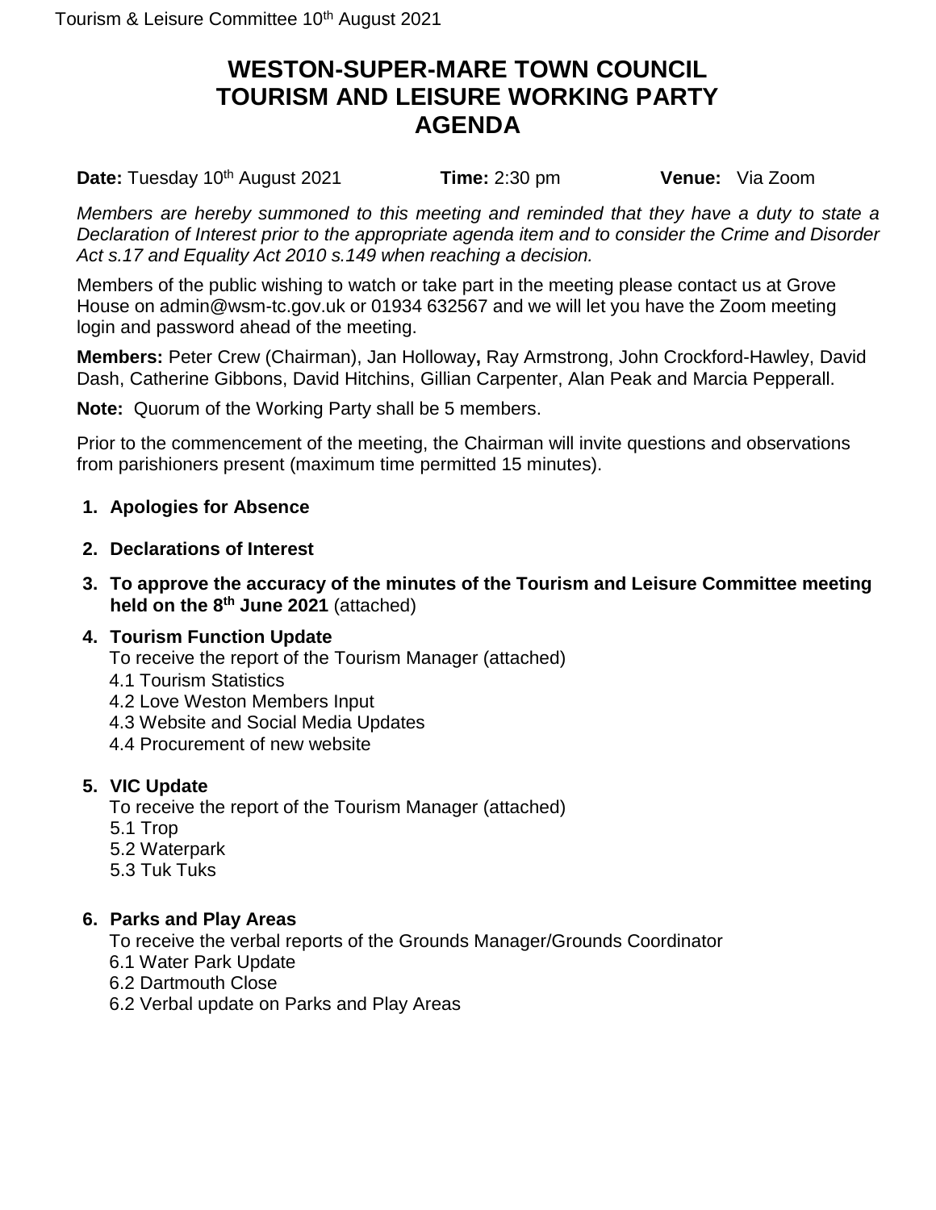# WESTON-SUPER-MARE TOWN COUNCIL
# TOURISM AND LEISURE WORKING PARTY
# AGENDA

**Date:** Tuesday 10th August 2021 **Time:** 2:30 pm **Venue:** Via Zoom

*Members are hereby summoned to this meeting and reminded that they have a duty to state a Declaration of Interest prior to the appropriate agenda item and to consider the Crime and Disorder Act s.17 and Equality Act 2010 s.149 when reaching a decision.*

Members of the public wishing to watch or take part in the meeting please contact us at Grove House on admin@wsm-tc.gov.uk or 01934 632567 and we will let you have the Zoom meeting login and password ahead of the meeting.

**Members:** Peter Crew (Chairman), Jan Holloway**,** Ray Armstrong, John Crockford-Hawley, David Dash, Catherine Gibbons, David Hitchins, Gillian Carpenter, Alan Peak and Marcia Pepperall.

**Note:** Quorum of the Working Party shall be 5 members.

Prior to the commencement of the meeting, the Chairman will invite questions and observations from parishioners present (maximum time permitted 15 minutes).

1. **Apologies for Absence**

2. **Declarations of Interest**

3. **To approve the accuracy of the minutes of the Tourism and Leisure Committee meeting held on the 8th June 2021** (attached)

4. **Tourism Function Update**
   To receive the report of the Tourism Manager (attached)
   4.1 Tourism Statistics
   4.2 Love Weston Members Input
   4.3 Website and Social Media Updates
   4.4 Procurement of new website

5. **VIC Update**
   To receive the report of the Tourism Manager (attached)
   5.1 Trop
   5.2 Waterpark
   5.3 Tuk Tuks

6. **Parks and Play Areas**
   To receive the verbal reports of the Grounds Manager/Grounds Coordinator
   6.1 Water Park Update
   6.2 Dartmouth Close
   6.2 Verbal update on Parks and Play Areas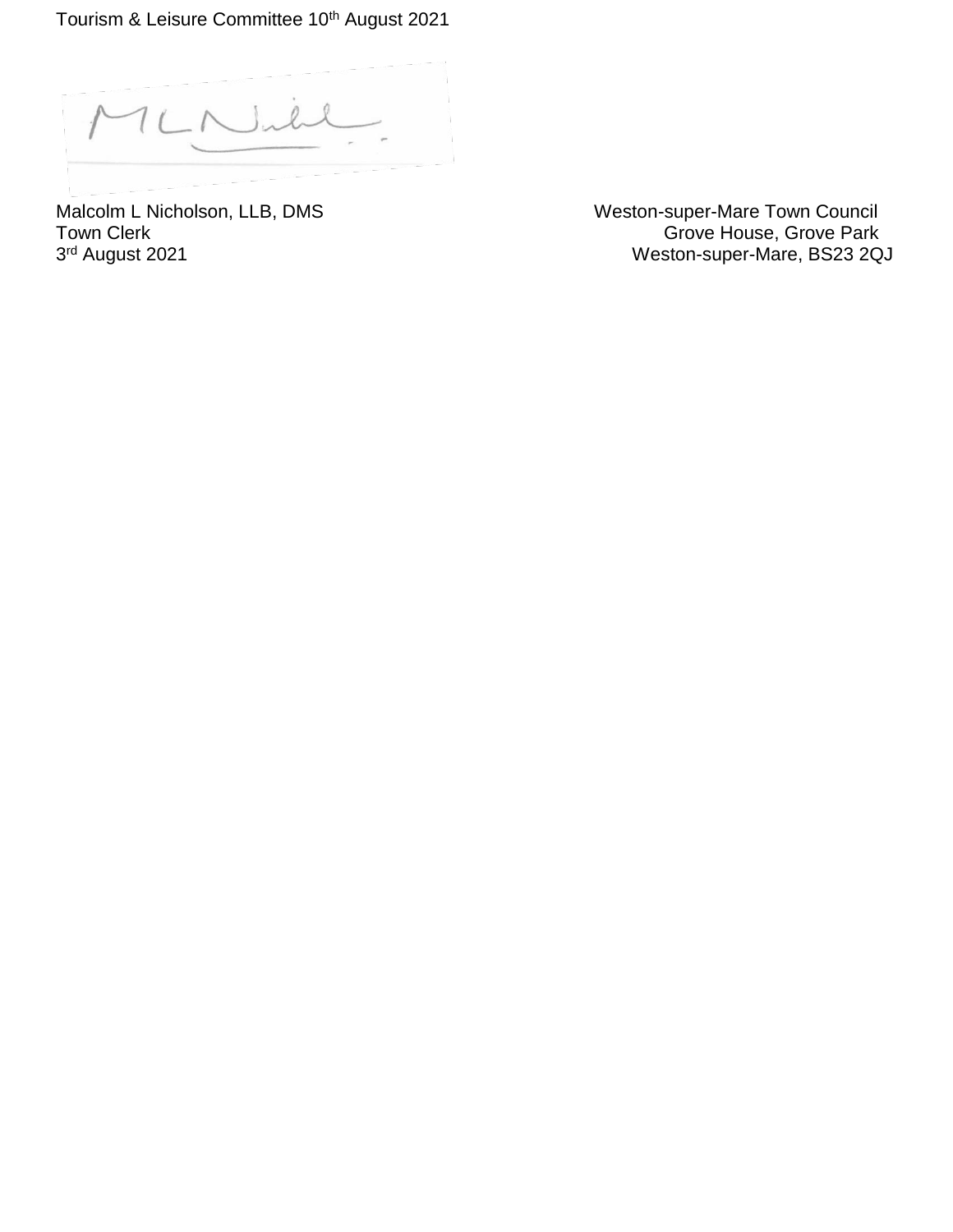Malcolm L Nicholson, LLB, DMS
Town Clerk
3rd August 2021

Weston-super-Mare Town Council
Grove House, Grove Park
Weston-super-Mare, BS23 2QJ